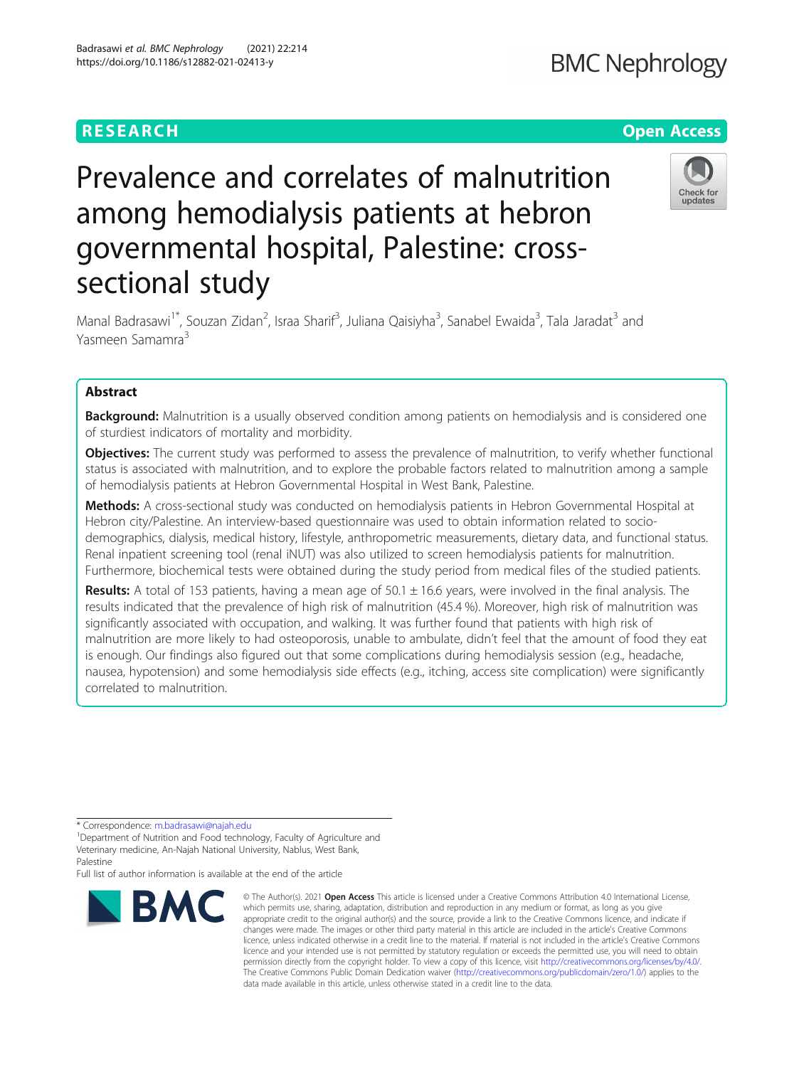RESEARCH

Open Access

# Prevalence and correlates of malnutrition among hemodialysis patients at hebron governmental hospital, Palestine: cross-sectional study

Manal Badrasawi[1*], Souzan Zidan[2], Israa Sharif[3], Juliana Qaisiyha[3], Sanabel Ewaida[3], Tala Jaradat[3] and Yasmeen Samamra[3]

## Abstract

**Background:** Malnutrition is a usually observed condition among patients on hemodialysis and is considered one of sturdiest indicators of mortality and morbidity.

**Objectives:** The current study was performed to assess the prevalence of malnutrition, to verify whether functional status is associated with malnutrition, and to explore the probable factors related to malnutrition among a sample of hemodialysis patients at Hebron Governmental Hospital in West Bank, Palestine.

**Methods:** A cross-sectional study was conducted on hemodialysis patients in Hebron Governmental Hospital at Hebron city/Palestine. An interview-based questionnaire was used to obtain information related to socio-demographics, dialysis, medical history, lifestyle, anthropometric measurements, dietary data, and functional status. Renal inpatient screening tool (renal iNUT) was also utilized to screen hemodialysis patients for malnutrition. Furthermore, biochemical tests were obtained during the study period from medical files of the studied patients.

**Results:** A total of 153 patients, having a mean age of 50.1 ± 16.6 years, were involved in the final analysis. The results indicated that the prevalence of high risk of malnutrition (45.4 %). Moreover, high risk of malnutrition was significantly associated with occupation, and walking. It was further found that patients with high risk of malnutrition are more likely to had osteoporosis, unable to ambulate, didn't feel that the amount of food they eat is enough. Our findings also figured out that some complications during hemodialysis session (e.g., headache, nausea, hypotension) and some hemodialysis side effects (e.g., itching, access site complication) were significantly correlated to malnutrition.

* Correspondence: m.badrasawi@najah.edu

[1]Department of Nutrition and Food technology, Faculty of Agriculture and Veterinary medicine, An-Najah National University, Nablus, West Bank, Palestine

Full list of author information is available at the end of the article

© The Author(s). 2021 **Open Access** This article is licensed under a Creative Commons Attribution 4.0 International License, which permits use, sharing, adaptation, distribution and reproduction in any medium or format, as long as you give appropriate credit to the original author(s) and the source, provide a link to the Creative Commons licence, and indicate if changes were made. The images or other third party material in this article are included in the article's Creative Commons licence, unless indicated otherwise in a credit line to the material. If material is not included in the article's Creative Commons licence and your intended use is not permitted by statutory regulation or exceeds the permitted use, you will need to obtain permission directly from the copyright holder. To view a copy of this licence, visit http://creativecommons.org/licenses/by/4.0/. The Creative Commons Public Domain Dedication waiver (http://creativecommons.org/publicdomain/zero/1.0/) applies to the data made available in this article, unless otherwise stated in a credit line to the data.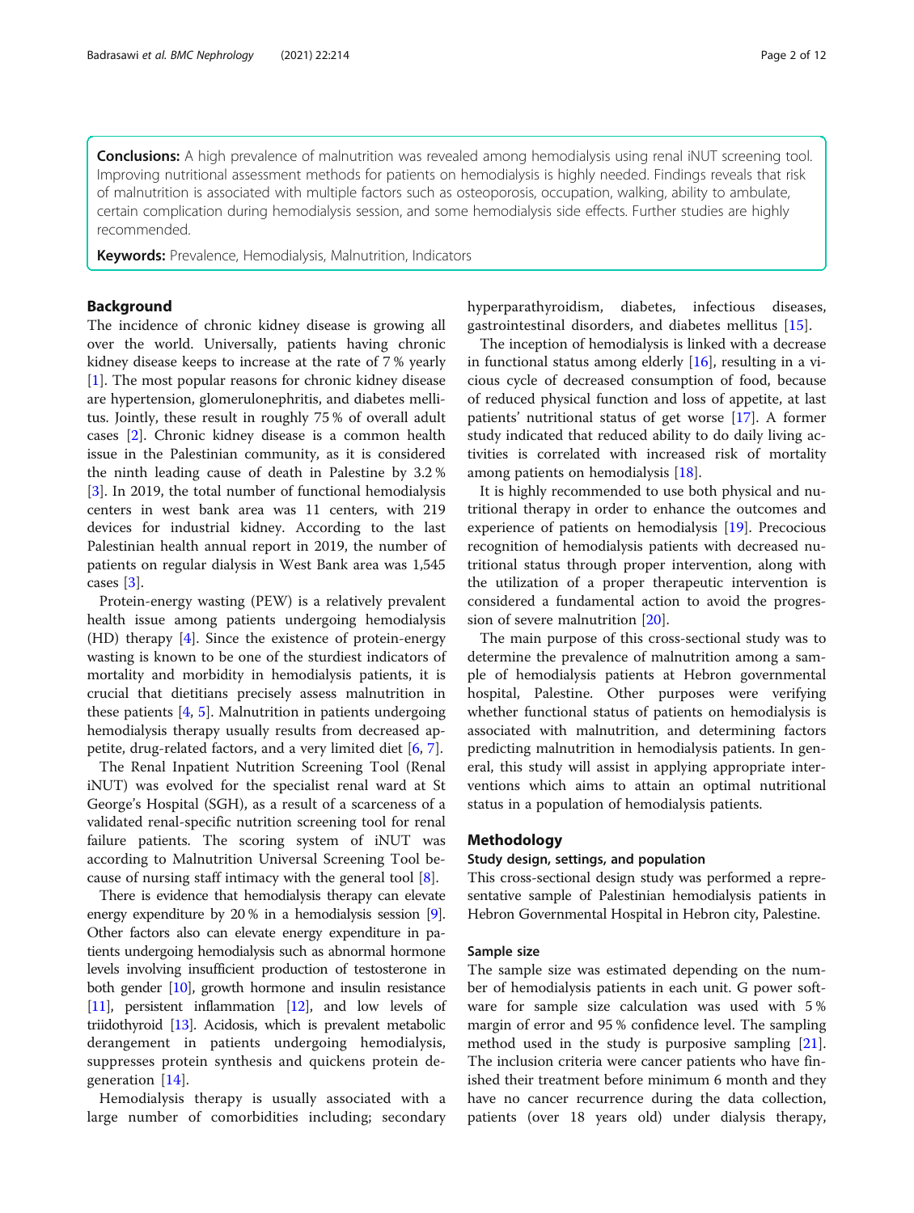**Conclusions:** A high prevalence of malnutrition was revealed among hemodialysis using renal iNUT screening tool. Improving nutritional assessment methods for patients on hemodialysis is highly needed. Findings reveals that risk of malnutrition is associated with multiple factors such as osteoporosis, occupation, walking, ability to ambulate, certain complication during hemodialysis session, and some hemodialysis side effects. Further studies are highly recommended.

**Keywords:** Prevalence, Hemodialysis, Malnutrition, Indicators

## Background

The incidence of chronic kidney disease is growing all over the world. Universally, patients having chronic kidney disease keeps to increase at the rate of 7 % yearly [1]. The most popular reasons for chronic kidney disease are hypertension, glomerulonephritis, and diabetes mellitus. Jointly, these result in roughly 75 % of overall adult cases [2]. Chronic kidney disease is a common health issue in the Palestinian community, as it is considered the ninth leading cause of death in Palestine by 3.2 % [3]. In 2019, the total number of functional hemodialysis centers in west bank area was 11 centers, with 219 devices for industrial kidney. According to the last Palestinian health annual report in 2019, the number of patients on regular dialysis in West Bank area was 1,545 cases [3].

Protein-energy wasting (PEW) is a relatively prevalent health issue among patients undergoing hemodialysis (HD) therapy [4]. Since the existence of protein-energy wasting is known to be one of the sturdiest indicators of mortality and morbidity in hemodialysis patients, it is crucial that dietitians precisely assess malnutrition in these patients [4, 5]. Malnutrition in patients undergoing hemodialysis therapy usually results from decreased appetite, drug-related factors, and a very limited diet [6, 7].

The Renal Inpatient Nutrition Screening Tool (Renal iNUT) was evolved for the specialist renal ward at St George's Hospital (SGH), as a result of a scarceness of a validated renal-specific nutrition screening tool for renal failure patients. The scoring system of iNUT was according to Malnutrition Universal Screening Tool because of nursing staff intimacy with the general tool [8].

There is evidence that hemodialysis therapy can elevate energy expenditure by 20 % in a hemodialysis session [9]. Other factors also can elevate energy expenditure in patients undergoing hemodialysis such as abnormal hormone levels involving insufficient production of testosterone in both gender [10], growth hormone and insulin resistance [11], persistent inflammation [12], and low levels of triidothyroid [13]. Acidosis, which is prevalent metabolic derangement in patients undergoing hemodialysis, suppresses protein synthesis and quickens protein degeneration [14].

Hemodialysis therapy is usually associated with a large number of comorbidities including; secondary hyperparathyroidism, diabetes, infectious diseases, gastrointestinal disorders, and diabetes mellitus [15].

The inception of hemodialysis is linked with a decrease in functional status among elderly [16], resulting in a vicious cycle of decreased consumption of food, because of reduced physical function and loss of appetite, at last patients' nutritional status of get worse [17]. A former study indicated that reduced ability to do daily living activities is correlated with increased risk of mortality among patients on hemodialysis [18].

It is highly recommended to use both physical and nutritional therapy in order to enhance the outcomes and experience of patients on hemodialysis [19]. Precocious recognition of hemodialysis patients with decreased nutritional status through proper intervention, along with the utilization of a proper therapeutic intervention is considered a fundamental action to avoid the progression of severe malnutrition [20].

The main purpose of this cross-sectional study was to determine the prevalence of malnutrition among a sample of hemodialysis patients at Hebron governmental hospital, Palestine. Other purposes were verifying whether functional status of patients on hemodialysis is associated with malnutrition, and determining factors predicting malnutrition in hemodialysis patients. In general, this study will assist in applying appropriate interventions which aims to attain an optimal nutritional status in a population of hemodialysis patients.

## Methodology

### Study design, settings, and population

This cross-sectional design study was performed a representative sample of Palestinian hemodialysis patients in Hebron Governmental Hospital in Hebron city, Palestine.

### Sample size

The sample size was estimated depending on the number of hemodialysis patients in each unit. G power software for sample size calculation was used with 5 % margin of error and 95 % confidence level. The sampling method used in the study is purposive sampling [21]. The inclusion criteria were cancer patients who have finished their treatment before minimum 6 month and they have no cancer recurrence during the data collection, patients (over 18 years old) under dialysis therapy,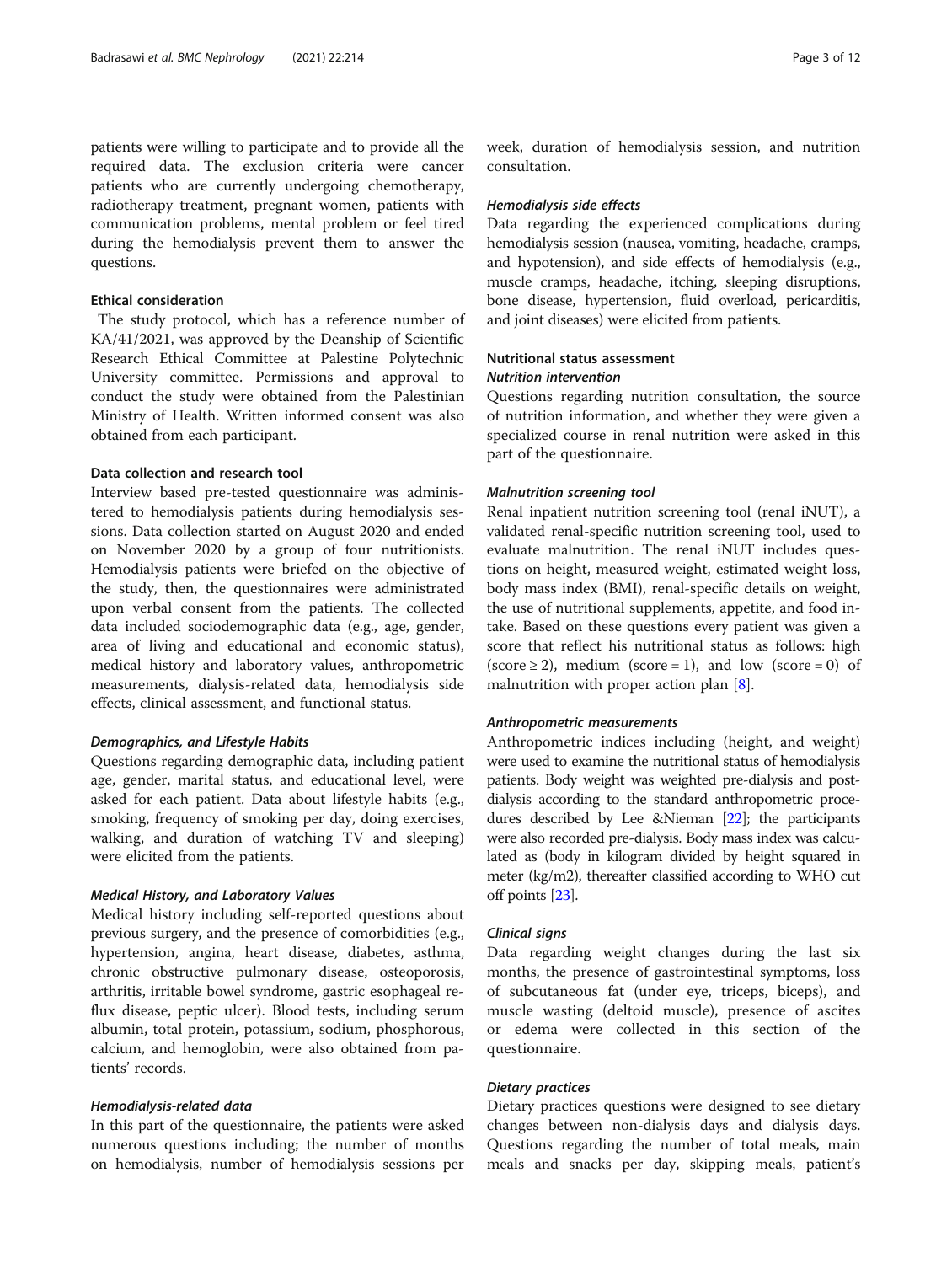patients were willing to participate and to provide all the required data. The exclusion criteria were cancer patients who are currently undergoing chemotherapy, radiotherapy treatment, pregnant women, patients with communication problems, mental problem or feel tired during the hemodialysis prevent them to answer the questions.

### Ethical consideration

The study protocol, which has a reference number of KA/41/2021, was approved by the Deanship of Scientific Research Ethical Committee at Palestine Polytechnic University committee. Permissions and approval to conduct the study were obtained from the Palestinian Ministry of Health. Written informed consent was also obtained from each participant.

### Data collection and research tool

Interview based pre-tested questionnaire was administered to hemodialysis patients during hemodialysis sessions. Data collection started on August 2020 and ended on November 2020 by a group of four nutritionists. Hemodialysis patients were briefed on the objective of the study, then, the questionnaires were administrated upon verbal consent from the patients. The collected data included sociodemographic data (e.g., age, gender, area of living and educational and economic status), medical history and laboratory values, anthropometric measurements, dialysis-related data, hemodialysis side effects, clinical assessment, and functional status.

#### *Demographics, and Lifestyle Habits*

Questions regarding demographic data, including patient age, gender, marital status, and educational level, were asked for each patient. Data about lifestyle habits (e.g., smoking, frequency of smoking per day, doing exercises, walking, and duration of watching TV and sleeping) were elicited from the patients.

#### *Medical History, and Laboratory Values*

Medical history including self-reported questions about previous surgery, and the presence of comorbidities (e.g., hypertension, angina, heart disease, diabetes, asthma, chronic obstructive pulmonary disease, osteoporosis, arthritis, irritable bowel syndrome, gastric esophageal reflux disease, peptic ulcer). Blood tests, including serum albumin, total protein, potassium, sodium, phosphorous, calcium, and hemoglobin, were also obtained from patients' records.

#### *Hemodialysis-related data*

In this part of the questionnaire, the patients were asked numerous questions including; the number of months on hemodialysis, number of hemodialysis sessions per week, duration of hemodialysis session, and nutrition consultation.

#### *Hemodialysis side effects*

Data regarding the experienced complications during hemodialysis session (nausea, vomiting, headache, cramps, and hypotension), and side effects of hemodialysis (e.g., muscle cramps, headache, itching, sleeping disruptions, bone disease, hypertension, fluid overload, pericarditis, and joint diseases) were elicited from patients.

### Nutritional status assessment

#### *Nutrition intervention*

Questions regarding nutrition consultation, the source of nutrition information, and whether they were given a specialized course in renal nutrition were asked in this part of the questionnaire.

#### *Malnutrition screening tool*

Renal inpatient nutrition screening tool (renal iNUT), a validated renal-specific nutrition screening tool, used to evaluate malnutrition. The renal iNUT includes questions on height, measured weight, estimated weight loss, body mass index (BMI), renal-specific details on weight, the use of nutritional supplements, appetite, and food intake. Based on these questions every patient was given a score that reflect his nutritional status as follows: high (score $\geq 2$), medium (score = 1), and low (score = 0) of malnutrition with proper action plan [8].

#### *Anthropometric measurements*

Anthropometric indices including (height, and weight) were used to examine the nutritional status of hemodialysis patients. Body weight was weighted pre-dialysis and post-dialysis according to the standard anthropometric procedures described by Lee &Nieman [22]; the participants were also recorded pre-dialysis. Body mass index was calculated as (body in kilogram divided by height squared in meter (kg/m2), thereafter classified according to WHO cut off points [23].

#### *Clinical signs*

Data regarding weight changes during the last six months, the presence of gastrointestinal symptoms, loss of subcutaneous fat (under eye, triceps, biceps), and muscle wasting (deltoid muscle), presence of ascites or edema were collected in this section of the questionnaire.

#### *Dietary practices*

Dietary practices questions were designed to see dietary changes between non-dialysis days and dialysis days. Questions regarding the number of total meals, main meals and snacks per day, skipping meals, patient's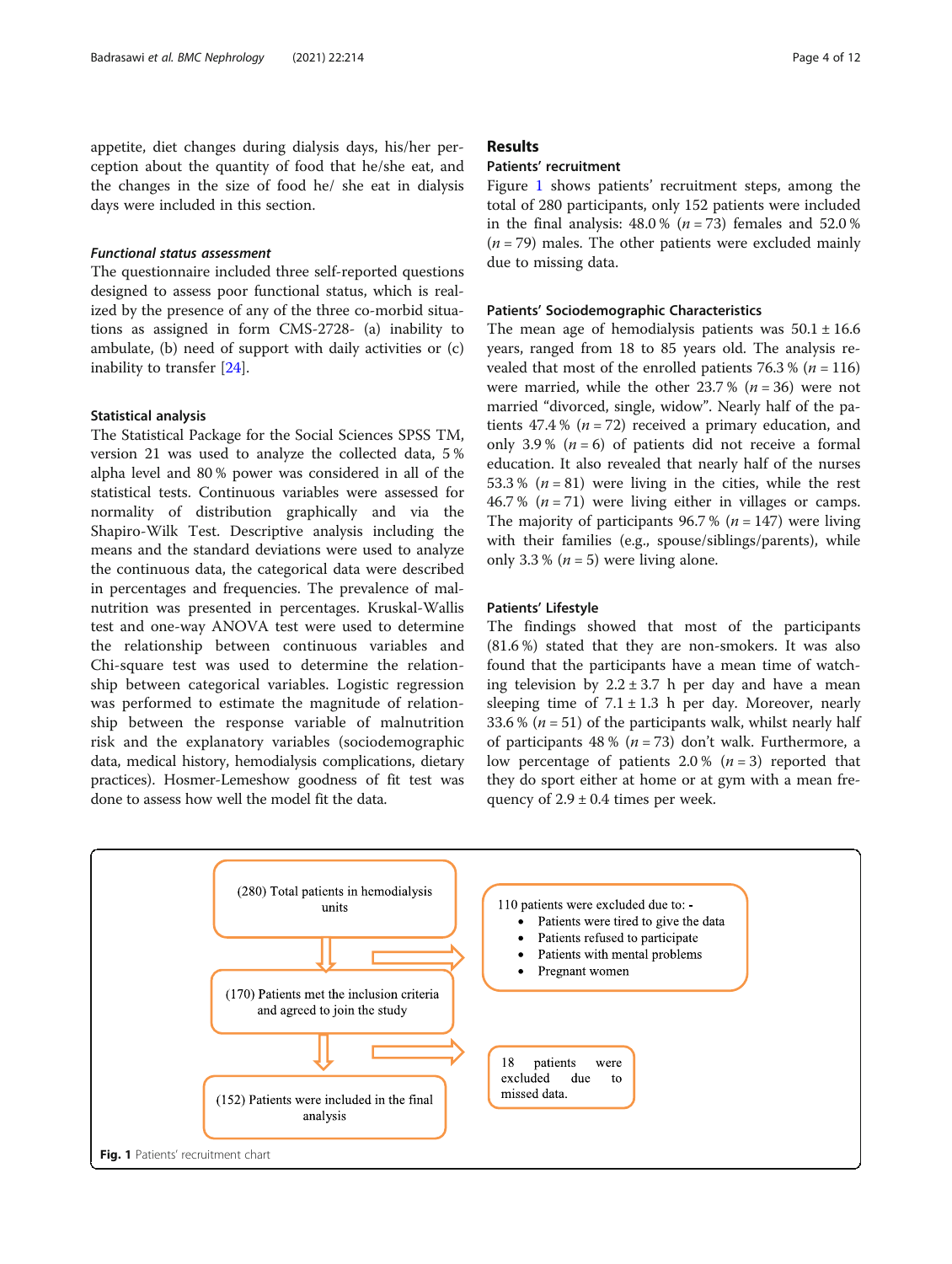appetite, diet changes during dialysis days, his/her perception about the quantity of food that he/she eat, and the changes in the size of food he/ she eat in dialysis days were included in this section.

#### *Functional status assessment*

The questionnaire included three self-reported questions designed to assess poor functional status, which is realized by the presence of any of the three co-morbid situations as assigned in form CMS-2728- (a) inability to ambulate, (b) need of support with daily activities or (c) inability to transfer [24].

### Statistical analysis

The Statistical Package for the Social Sciences SPSS TM, version 21 was used to analyze the collected data, 5 % alpha level and 80 % power was considered in all of the statistical tests. Continuous variables were assessed for normality of distribution graphically and via the Shapiro-Wilk Test. Descriptive analysis including the means and the standard deviations were used to analyze the continuous data, the categorical data were described in percentages and frequencies. The prevalence of malnutrition was presented in percentages. Kruskal-Wallis test and one-way ANOVA test were used to determine the relationship between continuous variables and Chi-square test was used to determine the relationship between categorical variables. Logistic regression was performed to estimate the magnitude of relationship between the response variable of malnutrition risk and the explanatory variables (sociodemographic data, medical history, hemodialysis complications, dietary practices). Hosmer-Lemeshow goodness of fit test was done to assess how well the model fit the data.

## Results

### Patients' recruitment

Figure 1 shows patients' recruitment steps, among the total of 280 participants, only 152 patients were included in the final analysis: 48.0 % ($n = 73$) females and 52.0 % ($n = 79$) males. The other patients were excluded mainly due to missing data.

### Patients' Sociodemographic Characteristics

The mean age of hemodialysis patients was 50.1 ± 16.6 years, ranged from 18 to 85 years old. The analysis revealed that most of the enrolled patients 76.3 % ($n = 116$) were married, while the other 23.7 % ($n = 36$) were not married "divorced, single, widow". Nearly half of the patients 47.4 % ($n = 72$) received a primary education, and only 3.9 % ($n = 6$) of patients did not receive a formal education. It also revealed that nearly half of the nurses 53.3 % ($n = 81$) were living in the cities, while the rest 46.7 % ($n = 71$) were living either in villages or camps. The majority of participants 96.7 % ($n = 147$) were living with their families (e.g., spouse/siblings/parents), while only 3.3 % ($n = 5$) were living alone.

### Patients' Lifestyle

The findings showed that most of the participants (81.6 %) stated that they are non-smokers. It was also found that the participants have a mean time of watching television by 2.2 ± 3.7 h per day and have a mean sleeping time of 7.1 ± 1.3 h per day. Moreover, nearly 33.6 % ($n = 51$) of the participants walk, whilst nearly half of participants 48 % ($n = 73$) don't walk. Furthermore, a low percentage of patients 2.0 % ($n = 3$) reported that they do sport either at home or at gym with a mean frequency of 2.9 ± 0.4 times per week.

(280) Total patients in hemodialysis units

110 patients were excluded due to: -
- Patients were tired to give the data
- Patients refused to participate
- Patients with mental problems
- Pregnant women

(170) Patients met the inclusion criteria and agreed to join the study

18 patients were excluded due to missed data.

(152) Patients were included in the final analysis

**Fig. 1** Patients' recruitment chart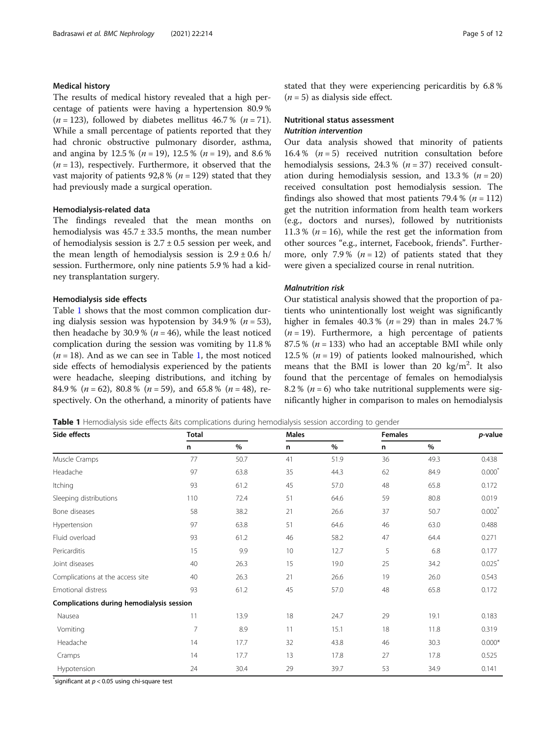## Medical history

The results of medical history revealed that a high percentage of patients were having a hypertension 80.9 % ($n = 123$), followed by diabetes mellitus 46.7 % ($n = 71$). While a small percentage of patients reported that they had chronic obstructive pulmonary disorder, asthma, and angina by 12.5 % ($n = 19$), 12.5 % ($n = 19$), and 8.6 % ($n = 13$), respectively. Furthermore, it observed that the vast majority of patients 92,8 % ($n = 129$) stated that they had previously made a surgical operation.

## Hemodialysis-related data

The findings revealed that the mean months on hemodialysis was $45.7 \pm 33.5$ months, the mean number of hemodialysis session is $2.7 \pm 0.5$ session per week, and the mean length of hemodialysis session is $2.9 \pm 0.6$ h/session. Furthermore, only nine patients 5.9 % had a kidney transplantation surgery.

## Hemodialysis side effects

Table 1 shows that the most common complication during dialysis session was hypotension by 34.9 % ($n = 53$), then headache by 30.9 % ($n = 46$), while the least noticed complication during the session was vomiting by 11.8 % ($n = 18$). And as we can see in Table 1, the most noticed side effects of hemodialysis experienced by the patients were headache, sleeping distributions, and itching by 84.9 % ($n = 62$), 80.8 % ($n = 59$), and 65.8 % ($n = 48$), respectively. On the otherhand, a minority of patients have stated that they were experiencing pericarditis by 6.8 % ($n = 5$) as dialysis side effect.

## Nutritional status assessment

### *Nutrition intervention*

Our data analysis showed that minority of patients 16.4 % ($n = 5$) received nutrition consultation before hemodialysis sessions, 24.3 % ($n = 37$) received consultation during hemodialysis session, and 13.3 % ($n = 20$) received consultation post hemodialysis session. The findings also showed that most patients 79.4 % ($n = 112$) get the nutrition information from health team workers (e.g., doctors and nurses), followed by nutritionists 11.3 % ($n = 16$), while the rest get the information from other sources "e.g., internet, Facebook, friends". Furthermore, only 7.9 % ($n = 12$) of patients stated that they were given a specialized course in renal nutrition.

### *Malnutrition risk*

Our statistical analysis showed that the proportion of patients who unintentionally lost weight was significantly higher in females 40.3 % ($n = 29$) than in males 24.7 % ($n = 19$). Furthermore, a high percentage of patients 87.5 % ($n = 133$) who had an acceptable BMI while only 12.5 % ($n = 19$) of patients looked malnourished, which means that the BMI is lower than 20 kg/m$^2$. It also found that the percentage of females on hemodialysis 8.2 % ($n = 6$) who take nutritional supplements were significantly higher in comparison to males on hemodialysis

**Table 1** Hemodialysis side effects &its complications during hemodialysis session according to gender

| Side effects | Total | | Males | | Females | | *p*-value |
|---|---|---|---|---|---|---|---|
| | n | % | n | % | n | % | |
| Muscle Cramps | 77 | 50.7 | 41 | 51.9 | 36 | 49.3 | 0.438 |
| Headache | 97 | 63.8 | 35 | 44.3 | 62 | 84.9 | 0.000* |
| Itching | 93 | 61.2 | 45 | 57.0 | 48 | 65.8 | 0.172 |
| Sleeping distributions | 110 | 72.4 | 51 | 64.6 | 59 | 80.8 | 0.019 |
| Bone diseases | 58 | 38.2 | 21 | 26.6 | 37 | 50.7 | 0.002* |
| Hypertension | 97 | 63.8 | 51 | 64.6 | 46 | 63.0 | 0.488 |
| Fluid overload | 93 | 61.2 | 46 | 58.2 | 47 | 64.4 | 0.271 |
| Pericarditis | 15 | 9.9 | 10 | 12.7 | 5 | 6.8 | 0.177 |
| Joint diseases | 40 | 26.3 | 15 | 19.0 | 25 | 34.2 | 0.025* |
| Complications at the access site | 40 | 26.3 | 21 | 26.6 | 19 | 26.0 | 0.543 |
| Emotional distress | 93 | 61.2 | 45 | 57.0 | 48 | 65.8 | 0.172 |
| **Complications during hemodialysis session** | | | | | | | |
| Nausea | 11 | 13.9 | 18 | 24.7 | 29 | 19.1 | 0.183 |
| Vomiting | 7 | 8.9 | 11 | 15.1 | 18 | 11.8 | 0.319 |
| Headache | 14 | 17.7 | 32 | 43.8 | 46 | 30.3 | 0.000* |
| Cramps | 14 | 17.7 | 13 | 17.8 | 27 | 17.8 | 0.525 |
| Hypotension | 24 | 30.4 | 29 | 39.7 | 53 | 34.9 | 0.141 |

*significant at $p < 0.05$ using chi-square test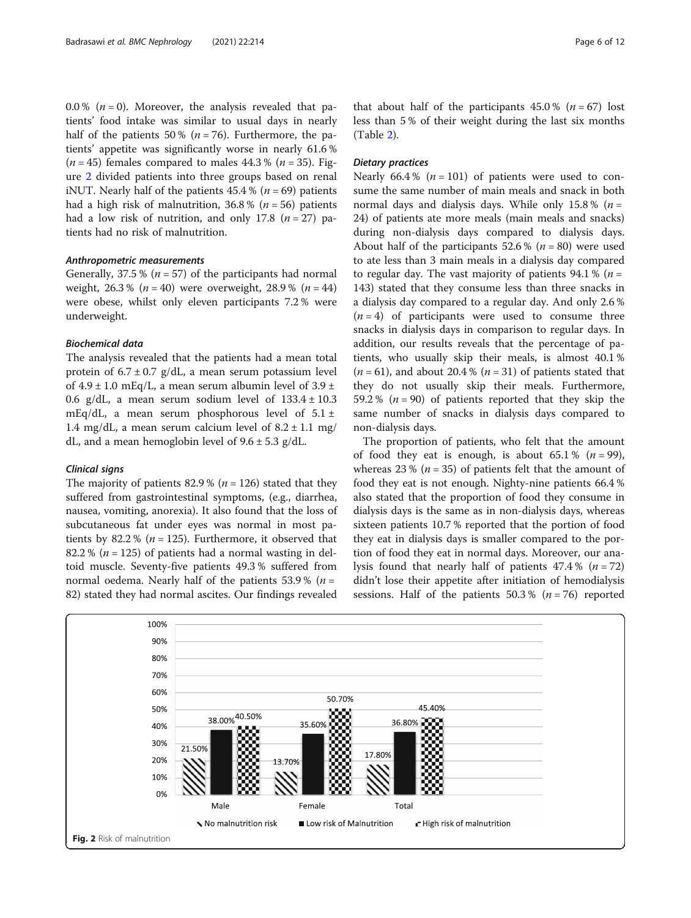0.0 % ($n = 0$). Moreover, the analysis revealed that patients' food intake was similar to usual days in nearly half of the patients 50 % ($n = 76$). Furthermore, the patients' appetite was significantly worse in nearly 61.6 % ($n = 45$) females compared to males 44.3 % ($n = 35$). Figure 2 divided patients into three groups based on renal iNUT. Nearly half of the patients 45.4 % ($n = 69$) patients had a high risk of malnutrition, 36.8 % ($n = 56$) patients had a low risk of nutrition, and only 17.8 ($n = 27$) patients had no risk of malnutrition.

#### *Anthropometric measurements*

Generally, 37.5 % ($n = 57$) of the participants had normal weight, 26.3 % ($n = 40$) were overweight, 28.9 % ($n = 44$) were obese, whilst only eleven participants 7.2 % were underweight.

#### *Biochemical data*

The analysis revealed that the patients had a mean total protein of $6.7 \pm 0.7$ g/dL, a mean serum potassium level of $4.9 \pm 1.0$ mEq/L, a mean serum albumin level of $3.9 \pm 0.6$ g/dL, a mean serum sodium level of $133.4 \pm 10.3$ mEq/dL, a mean serum phosphorous level of $5.1 \pm 1.4$ mg/dL, a mean serum calcium level of $8.2 \pm 1.1$ mg/dL, and a mean hemoglobin level of $9.6 \pm 5.3$ g/dL.

#### *Clinical signs*

The majority of patients 82.9 % ($n = 126$) stated that they suffered from gastrointestinal symptoms, (e.g., diarrhea, nausea, vomiting, anorexia). It also found that the loss of subcutaneous fat under eyes was normal in most patients by 82.2 % ($n = 125$). Furthermore, it observed that 82.2 % ($n = 125$) of patients had a normal wasting in deltoid muscle. Seventy-five patients 49.3 % suffered from normal oedema. Nearly half of the patients 53.9 % ($n = 82$) stated they had normal ascites. Our findings revealed that about half of the participants 45.0 % ($n = 67$) lost less than 5 % of their weight during the last six months (Table 2).

#### *Dietary practices*

Nearly 66.4 % ($n = 101$) of patients were used to consume the same number of main meals and snack in both normal days and dialysis days. While only 15.8 % ($n = 24$) of patients ate more meals (main meals and snacks) during non-dialysis days compared to dialysis days. About half of the participants 52.6 % ($n = 80$) were used to ate less than 3 main meals in a dialysis day compared to regular day. The vast majority of patients 94.1 % ($n = 143$) stated that they consume less than three snacks in a dialysis day compared to a regular day. And only 2.6 % ($n = 4$) of participants were used to consume three snacks in dialysis days in comparison to regular days. In addition, our results reveals that the percentage of patients, who usually skip their meals, is almost 40.1 % ($n = 61$), and about 20.4 % ($n = 31$) of patients stated that they do not usually skip their meals. Furthermore, 59.2 % ($n = 90$) of patients reported that they skip the same number of snacks in dialysis days compared to non-dialysis days.

The proportion of patients, who felt that the amount of food they eat is enough, is about 65.1 % ($n = 99$), whereas 23 % ($n = 35$) of patients felt that the amount of food they eat is not enough. Nighty-nine patients 66.4 % also stated that the proportion of food they consume in dialysis days is the same as in non-dialysis days, whereas sixteen patients 10.7 % reported that the portion of food they eat in dialysis days is smaller compared to the portion of food they eat in normal days. Moreover, our analysis found that nearly half of patients 47.4 % ($n = 72$) didn't lose their appetite after initiation of hemodialysis sessions. Half of the patients 50.3 % ($n = 76$) reported

| | No malnutrition risk | Low risk of Malnutrition | High risk of malnutrition |
|---|---|---|---|
| Male | 21.50% | 38.00% | 40.50% |
| Female | 13.70% | 35.60% | 50.70% |
| Total | 17.80% | 36.80% | 45.40% |

**Fig. 2** Risk of malnutrition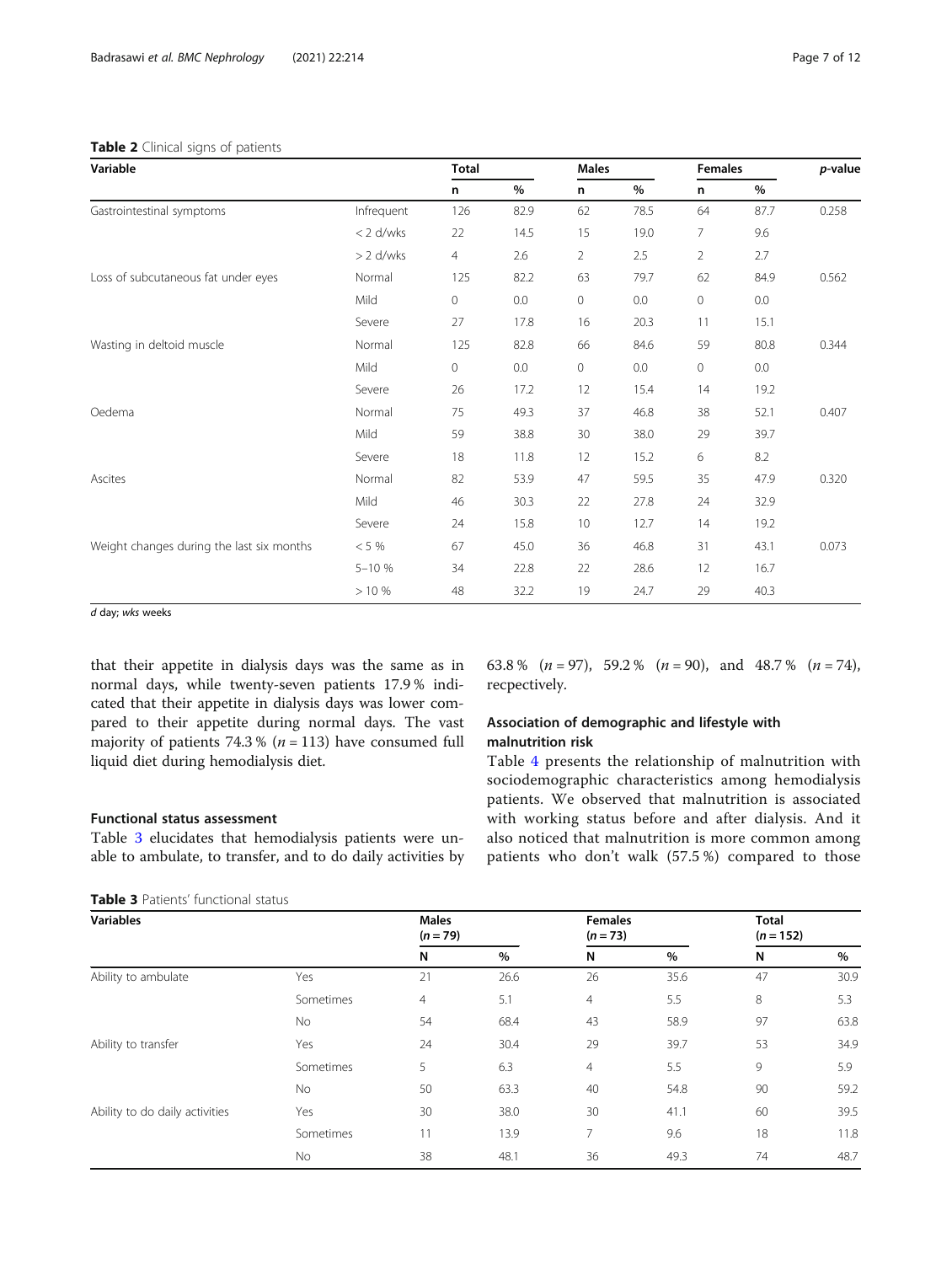**Table 2** Clinical signs of patients

| Variable | | Total | | Males | | Females | | p-value |
|---|---|---|---|---|---|---|---|---|
| | | n | % | n | % | n | % | |
| Gastrointestinal symptoms | Infrequent | 126 | 82.9 | 62 | 78.5 | 64 | 87.7 | 0.258 |
| | < 2 d/wks | 22 | 14.5 | 15 | 19.0 | 7 | 9.6 | |
| | > 2 d/wks | 4 | 2.6 | 2 | 2.5 | 2 | 2.7 | |
| Loss of subcutaneous fat under eyes | Normal | 125 | 82.2 | 63 | 79.7 | 62 | 84.9 | 0.562 |
| | Mild | 0 | 0.0 | 0 | 0.0 | 0 | 0.0 | |
| | Severe | 27 | 17.8 | 16 | 20.3 | 11 | 15.1 | |
| Wasting in deltoid muscle | Normal | 125 | 82.8 | 66 | 84.6 | 59 | 80.8 | 0.344 |
| | Mild | 0 | 0.0 | 0 | 0.0 | 0 | 0.0 | |
| | Severe | 26 | 17.2 | 12 | 15.4 | 14 | 19.2 | |
| Oedema | Normal | 75 | 49.3 | 37 | 46.8 | 38 | 52.1 | 0.407 |
| | Mild | 59 | 38.8 | 30 | 38.0 | 29 | 39.7 | |
| | Severe | 18 | 11.8 | 12 | 15.2 | 6 | 8.2 | |
| Ascites | Normal | 82 | 53.9 | 47 | 59.5 | 35 | 47.9 | 0.320 |
| | Mild | 46 | 30.3 | 22 | 27.8 | 24 | 32.9 | |
| | Severe | 24 | 15.8 | 10 | 12.7 | 14 | 19.2 | |
| Weight changes during the last six months | < 5 % | 67 | 45.0 | 36 | 46.8 | 31 | 43.1 | 0.073 |
| | 5–10 % | 34 | 22.8 | 22 | 28.6 | 12 | 16.7 | |
| | > 10 % | 48 | 32.2 | 19 | 24.7 | 29 | 40.3 | |

*d* day; *wks* weeks

that their appetite in dialysis days was the same as in normal days, while twenty-seven patients 17.9 % indicated that their appetite in dialysis days was lower compared to their appetite during normal days. The vast majority of patients 74.3 % ($n = 113$) have consumed full liquid diet during hemodialysis diet.

### Functional status assessment

Table 3 elucidates that hemodialysis patients were unable to ambulate, to transfer, and to do daily activities by 63.8 % ($n = 97$), 59.2 % ($n = 90$), and 48.7 % ($n = 74$), recpectively.

### Association of demographic and lifestyle with malnutrition risk

Table 4 presents the relationship of malnutrition with sociodemographic characteristics among hemodialysis patients. We observed that malnutrition is associated with working status before and after dialysis. And it also noticed that malnutrition is more common among patients who don't walk (57.5 %) compared to those

**Table 3** Patients' functional status

| Variables | | Males ($n = 79$) | | Females ($n = 73$) | | Total ($n = 152$) | |
|---|---|---|---|---|---|---|---|
| | | N | % | N | % | N | % |
| Ability to ambulate | Yes | 21 | 26.6 | 26 | 35.6 | 47 | 30.9 |
| | Sometimes | 4 | 5.1 | 4 | 5.5 | 8 | 5.3 |
| | No | 54 | 68.4 | 43 | 58.9 | 97 | 63.8 |
| Ability to transfer | Yes | 24 | 30.4 | 29 | 39.7 | 53 | 34.9 |
| | Sometimes | 5 | 6.3 | 4 | 5.5 | 9 | 5.9 |
| | No | 50 | 63.3 | 40 | 54.8 | 90 | 59.2 |
| Ability to do daily activities | Yes | 30 | 38.0 | 30 | 41.1 | 60 | 39.5 |
| | Sometimes | 11 | 13.9 | 7 | 9.6 | 18 | 11.8 |
| | No | 38 | 48.1 | 36 | 49.3 | 74 | 48.7 |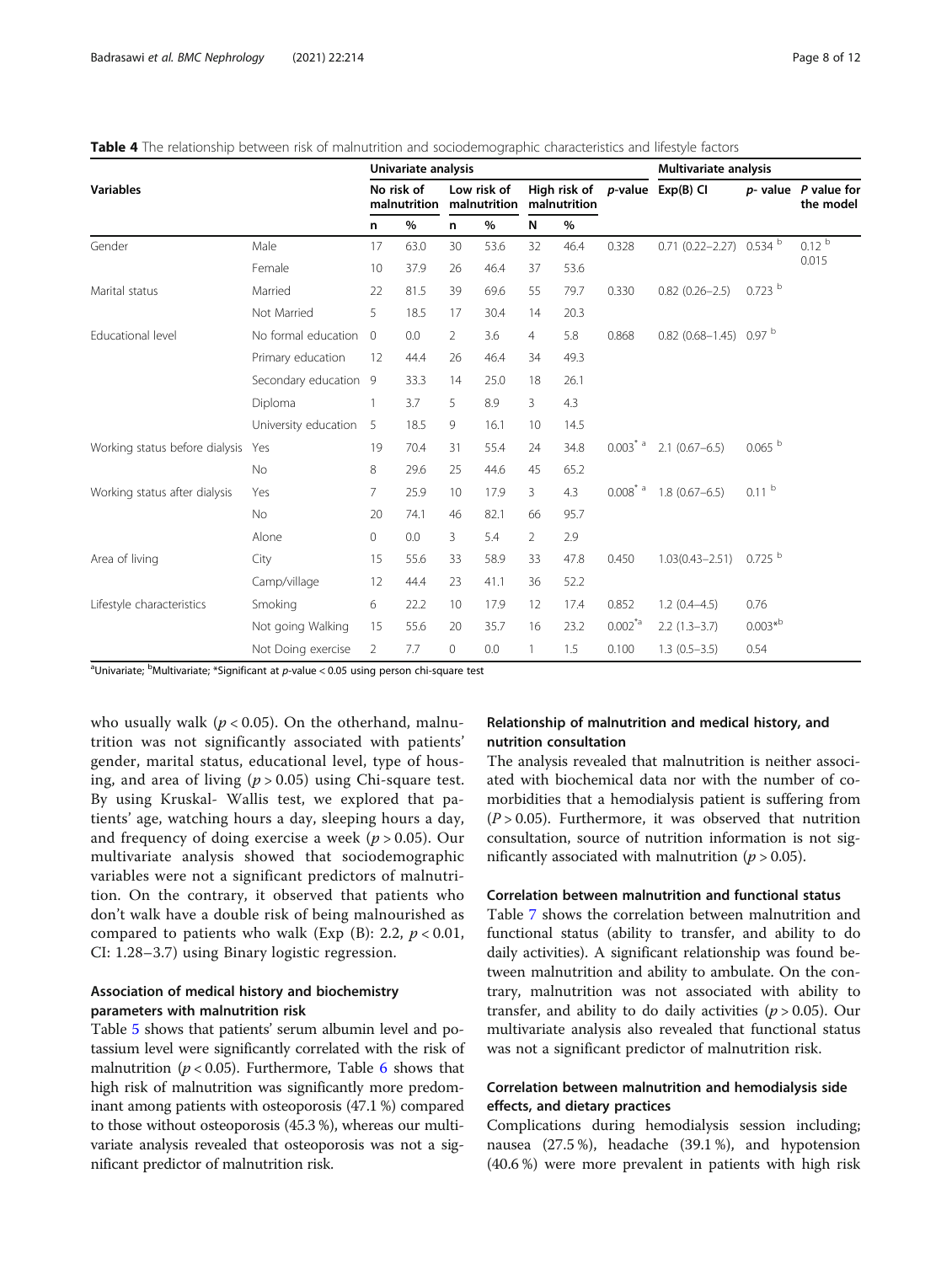**Table 4** The relationship between risk of malnutrition and sociodemographic characteristics and lifestyle factors

| Variables | | Univariate analysis | | | | | | | Multivariate analysis | | |
|---|---|---|---|---|---|---|---|---|---|---|---|
| | | No risk of malnutrition | | Low risk of malnutrition | | High risk of malnutrition | | *p*-value | Exp(B) CI | *p*- value | P value for the model |
| | | n | % | n | % | N | % | | | | |
| Gender | Male | 17 | 63.0 | 30 | 53.6 | 32 | 46.4 | 0.328 | 0.71 (0.22–2.27) | 0.534 [b] | 0.12 [b] 0.015 |
| | Female | 10 | 37.9 | 26 | 46.4 | 37 | 53.6 | | | | |
| Marital status | Married | 22 | 81.5 | 39 | 69.6 | 55 | 79.7 | 0.330 | 0.82 (0.26–2.5) | 0.723 [b] | |
| | Not Married | 5 | 18.5 | 17 | 30.4 | 14 | 20.3 | | | | |
| Educational level | No formal education | 0 | 0.0 | 2 | 3.6 | 4 | 5.8 | 0.868 | 0.82 (0.68–1.45) | 0.97 [b] | |
| | Primary education | 12 | 44.4 | 26 | 46.4 | 34 | 49.3 | | | | |
| | Secondary education | 9 | 33.3 | 14 | 25.0 | 18 | 26.1 | | | | |
| | Diploma | 1 | 3.7 | 5 | 8.9 | 3 | 4.3 | | | | |
| | University education | 5 | 18.5 | 9 | 16.1 | 10 | 14.5 | | | | |
| Working status before dialysis | Yes | 19 | 70.4 | 31 | 55.4 | 24 | 34.8 | 0.003* [a] | 2.1 (0.67–6.5) | 0.065 [b] | |
| | No | 8 | 29.6 | 25 | 44.6 | 45 | 65.2 | | | | |
| Working status after dialysis | Yes | 7 | 25.9 | 10 | 17.9 | 3 | 4.3 | 0.008* [a] | 1.8 (0.67–6.5) | 0.11 [b] | |
| | No | 20 | 74.1 | 46 | 82.1 | 66 | 95.7 | | | | |
| | Alone | 0 | 0.0 | 3 | 5.4 | 2 | 2.9 | | | | |
| Area of living | City | 15 | 55.6 | 33 | 58.9 | 33 | 47.8 | 0.450 | 1.03(0.43–2.51) | 0.725 [b] | |
| | Camp/village | 12 | 44.4 | 23 | 41.1 | 36 | 52.2 | | | | |
| Lifestyle characteristics | Smoking | 6 | 22.2 | 10 | 17.9 | 12 | 17.4 | 0.852 | 1.2 (0.4–4.5) | 0.76 | |
| | Not going Walking | 15 | 55.6 | 20 | 35.7 | 16 | 23.2 | 0.002* [a] | 2.2 (1.3–3.7) | 0.003* [b] | |
| | Not Doing exercise | 2 | 7.7 | 0 | 0.0 | 1 | 1.5 | 0.100 | 1.3 (0.5–3.5) | 0.54 | |

[a] Univariate; [b] Multivariate; *Significant at *p*-value < 0.05 using person chi-square test

who usually walk ($p < 0.05$). On the otherhand, malnutrition was not significantly associated with patients' gender, marital status, educational level, type of housing, and area of living ($p > 0.05$) using Chi-square test. By using Kruskal- Wallis test, we explored that patients' age, watching hours a day, sleeping hours a day, and frequency of doing exercise a week ($p > 0.05$). Our multivariate analysis showed that sociodemographic variables were not a significant predictors of malnutrition. On the contrary, it observed that patients who don't walk have a double risk of being malnourished as compared to patients who walk (Exp (B): 2.2, $p < 0.01$, CI: 1.28–3.7) using Binary logistic regression.

### Association of medical history and biochemistry parameters with malnutrition risk

Table 5 shows that patients' serum albumin level and potassium level were significantly correlated with the risk of malnutrition ($p < 0.05$). Furthermore, Table 6 shows that high risk of malnutrition was significantly more predominant among patients with osteoporosis (47.1 %) compared to those without osteoporosis (45.3 %), whereas our multivariate analysis revealed that osteoporosis was not a significant predictor of malnutrition risk.

### Relationship of malnutrition and medical history, and nutrition consultation

The analysis revealed that malnutrition is neither associated with biochemical data nor with the number of comorbidities that a hemodialysis patient is suffering from ($P > 0.05$). Furthermore, it was observed that nutrition consultation, source of nutrition information is not significantly associated with malnutrition ($p > 0.05$).

### Correlation between malnutrition and functional status

Table 7 shows the correlation between malnutrition and functional status (ability to transfer, and ability to do daily activities). A significant relationship was found between malnutrition and ability to ambulate. On the contrary, malnutrition was not associated with ability to transfer, and ability to do daily activities ($p > 0.05$). Our multivariate analysis also revealed that functional status was not a significant predictor of malnutrition risk.

### Correlation between malnutrition and hemodialysis side effects, and dietary practices

Complications during hemodialysis session including; nausea (27.5 %), headache (39.1 %), and hypotension (40.6 %) were more prevalent in patients with high risk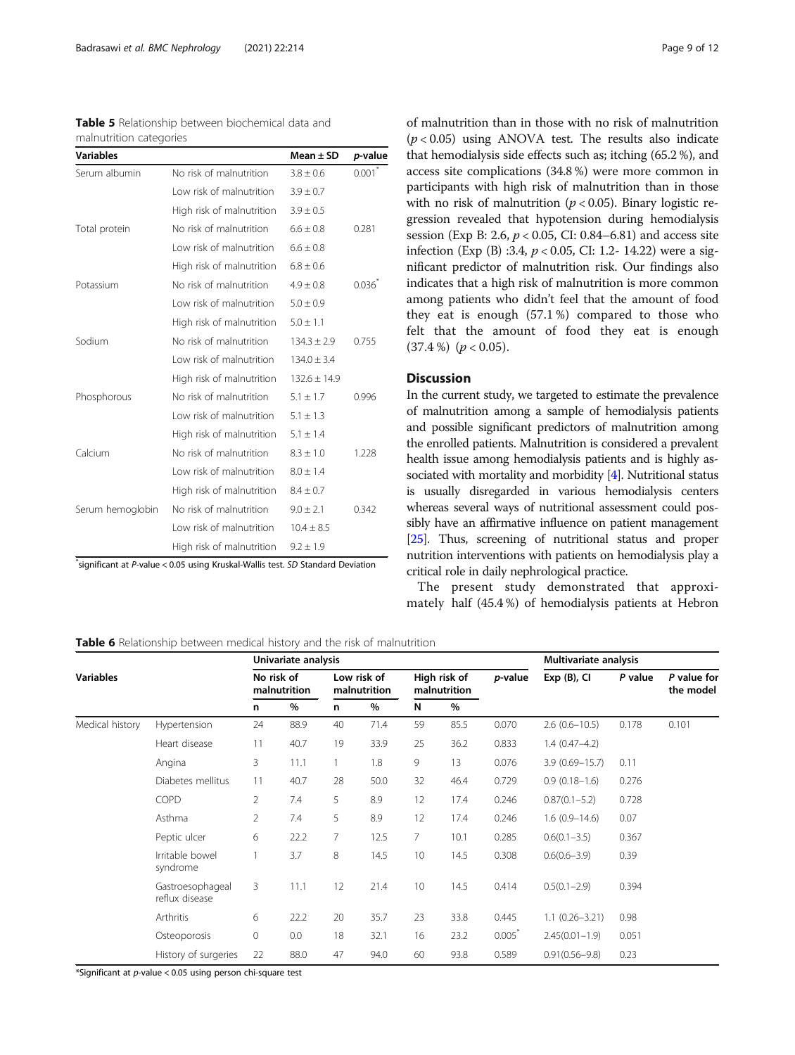**Table 5** Relationship between biochemical data and malnutrition categories

| Variables | | Mean ± SD | *p*-value |
|---|---|---|---|
| Serum albumin | No risk of malnutrition | 3.8 ± 0.6 | 0.001* |
| | Low risk of malnutrition | 3.9 ± 0.7 | |
| | High risk of malnutrition | 3.9 ± 0.5 | |
| Total protein | No risk of malnutrition | 6.6 ± 0.8 | 0.281 |
| | Low risk of malnutrition | 6.6 ± 0.8 | |
| | High risk of malnutrition | 6.8 ± 0.6 | |
| Potassium | No risk of malnutrition | 4.9 ± 0.8 | 0.036* |
| | Low risk of malnutrition | 5.0 ± 0.9 | |
| | High risk of malnutrition | 5.0 ± 1.1 | |
| Sodium | No risk of malnutrition | 134.3 ± 2.9 | 0.755 |
| | Low risk of malnutrition | 134.0 ± 3.4 | |
| | High risk of malnutrition | 132.6 ± 14.9 | |
| Phosphorous | No risk of malnutrition | 5.1 ± 1.7 | 0.996 |
| | Low risk of malnutrition | 5.1 ± 1.3 | |
| | High risk of malnutrition | 5.1 ± 1.4 | |
| Calcium | No risk of malnutrition | 8.3 ± 1.0 | 1.228 |
| | Low risk of malnutrition | 8.0 ± 1.4 | |
| | High risk of malnutrition | 8.4 ± 0.7 | |
| Serum hemoglobin | No risk of malnutrition | 9.0 ± 2.1 | 0.342 |
| | Low risk of malnutrition | 10.4 ± 8.5 | |
| | High risk of malnutrition | 9.2 ± 1.9 | |

*significant at *P*-value < 0.05 using Kruskal-Wallis test. *SD* Standard Deviation

of malnutrition than in those with no risk of malnutrition ($p < 0.05$) using ANOVA test. The results also indicate that hemodialysis side effects such as; itching (65.2 %), and access site complications (34.8 %) were more common in participants with high risk of malnutrition than in those with no risk of malnutrition ($p < 0.05$). Binary logistic regression revealed that hypotension during hemodialysis session (Exp B: 2.6, $p < 0.05$, CI: 0.84–6.81) and access site infection (Exp (B) :3.4, $p < 0.05$, CI: 1.2- 14.22) were a significant predictor of malnutrition risk. Our findings also indicates that a high risk of malnutrition is more common among patients who didn't feel that the amount of food they eat is enough (57.1 %) compared to those who felt that the amount of food they eat is enough (37.4 %) ($p < 0.05$).

## Discussion

In the current study, we targeted to estimate the prevalence of malnutrition among a sample of hemodialysis patients and possible significant predictors of malnutrition among the enrolled patients. Malnutrition is considered a prevalent health issue among hemodialysis patients and is highly associated with mortality and morbidity [4]. Nutritional status is usually disregarded in various hemodialysis centers whereas several ways of nutritional assessment could possibly have an affirmative influence on patient management [25]. Thus, screening of nutritional status and proper nutrition interventions with patients on hemodialysis play a critical role in daily nephrological practice.

The present study demonstrated that approximately half (45.4 %) of hemodialysis patients at Hebron

**Table 6** Relationship between medical history and the risk of malnutrition

| Variables | | Univariate analysis | | | | | | | Multivariate analysis | | |
|---|---|---|---|---|---|---|---|---|---|---|---|
| | | No risk of malnutrition | | Low risk of malnutrition | | High risk of malnutrition | | *p*-value | Exp (B), CI | *P* value | *P* value for the model |
| | | n | % | n | % | N | % | | | | |
| Medical history | Hypertension | 24 | 88.9 | 40 | 71.4 | 59 | 85.5 | 0.070 | 2.6 (0.6–10.5) | 0.178 | 0.101 |
| | Heart disease | 11 | 40.7 | 19 | 33.9 | 25 | 36.2 | 0.833 | 1.4 (0.47–4.2) | | |
| | Angina | 3 | 11.1 | 1 | 1.8 | 9 | 13 | 0.076 | 3.9 (0.69–15.7) | 0.11 | |
| | Diabetes mellitus | 11 | 40.7 | 28 | 50.0 | 32 | 46.4 | 0.729 | 0.9 (0.18–1.6) | 0.276 | |
| | COPD | 2 | 7.4 | 5 | 8.9 | 12 | 17.4 | 0.246 | 0.87(0.1–5.2) | 0.728 | |
| | Asthma | 2 | 7.4 | 5 | 8.9 | 12 | 17.4 | 0.246 | 1.6 (0.9–14.6) | 0.07 | |
| | Peptic ulcer | 6 | 22.2 | 7 | 12.5 | 7 | 10.1 | 0.285 | 0.6(0.1–3.5) | 0.367 | |
| | Irritable bowel syndrome | 1 | 3.7 | 8 | 14.5 | 10 | 14.5 | 0.308 | 0.6(0.6–3.9) | 0.39 | |
| | Gastroesophageal reflux disease | 3 | 11.1 | 12 | 21.4 | 10 | 14.5 | 0.414 | 0.5(0.1–2.9) | 0.394 | |
| | Arthritis | 6 | 22.2 | 20 | 35.7 | 23 | 33.8 | 0.445 | 1.1 (0.26–3.21) | 0.98 | |
| | Osteoporosis | 0 | 0.0 | 18 | 32.1 | 16 | 23.2 | 0.005* | 2.45(0.01–1.9) | 0.051 | |
| | History of surgeries | 22 | 88.0 | 47 | 94.0 | 60 | 93.8 | 0.589 | 0.91(0.56–9.8) | 0.23 | |

*Significant at *p*-value < 0.05 using person chi-square test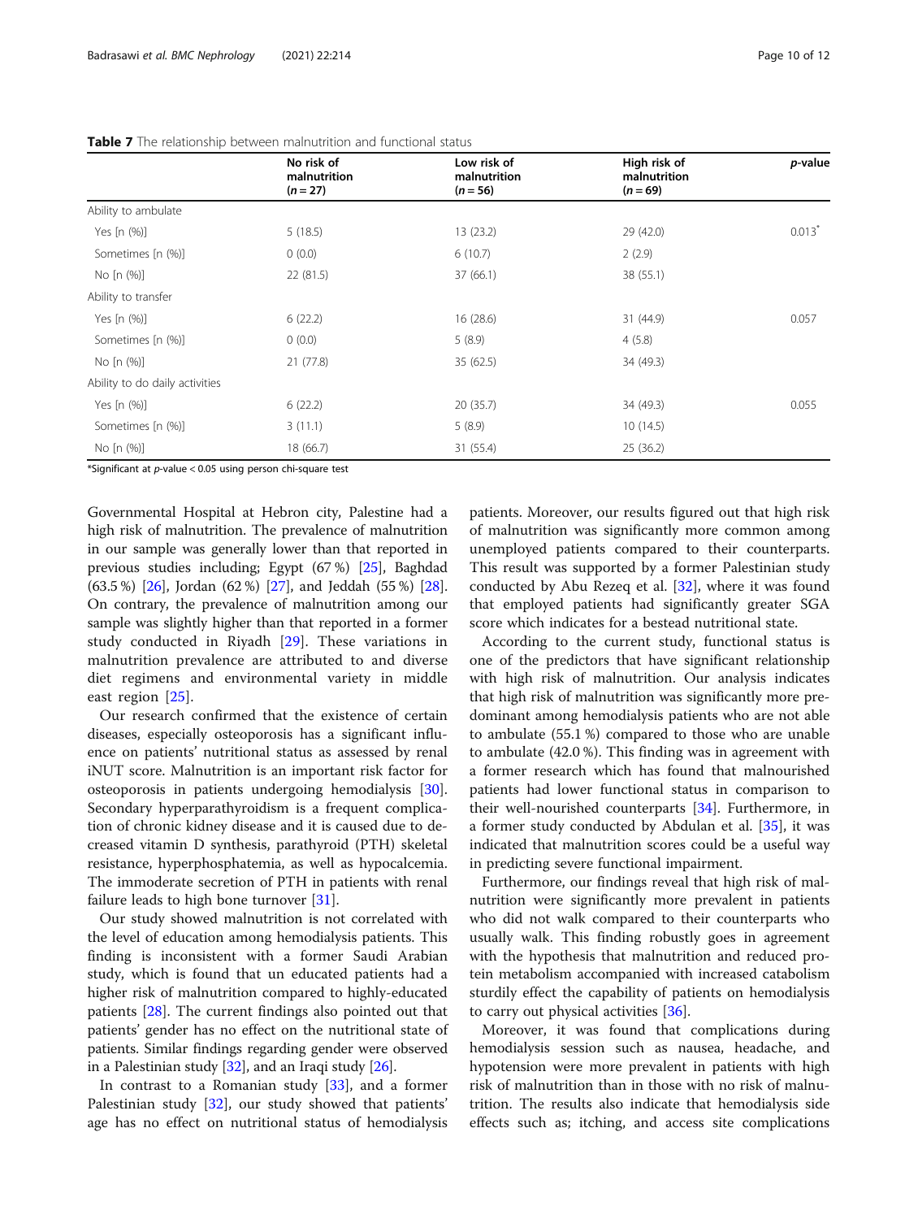**Table 7** The relationship between malnutrition and functional status

| | No risk of malnutrition ($n = 27$) | Low risk of malnutrition ($n = 56$) | High risk of malnutrition ($n = 69$) | *p*-value |
|---|---|---|---|---|
| Ability to ambulate | | | | |
| Yes [n (%)] | 5 (18.5) | 13 (23.2) | 29 (42.0) | 0.013* |
| Sometimes [n (%)] | 0 (0.0) | 6 (10.7) | 2 (2.9) | |
| No [n (%)] | 22 (81.5) | 37 (66.1) | 38 (55.1) | |
| Ability to transfer | | | | |
| Yes [n (%)] | 6 (22.2) | 16 (28.6) | 31 (44.9) | 0.057 |
| Sometimes [n (%)] | 0 (0.0) | 5 (8.9) | 4 (5.8) | |
| No [n (%)] | 21 (77.8) | 35 (62.5) | 34 (49.3) | |
| Ability to do daily activities | | | | |
| Yes [n (%)] | 6 (22.2) | 20 (35.7) | 34 (49.3) | 0.055 |
| Sometimes [n (%)] | 3 (11.1) | 5 (8.9) | 10 (14.5) | |
| No [n (%)] | 18 (66.7) | 31 (55.4) | 25 (36.2) | |

*Significant at *p*-value < 0.05 using person chi-square test

Governmental Hospital at Hebron city, Palestine had a high risk of malnutrition. The prevalence of malnutrition in our sample was generally lower than that reported in previous studies including; Egypt (67 %) [25], Baghdad (63.5 %) [26], Jordan (62 %) [27], and Jeddah (55 %) [28]. On contrary, the prevalence of malnutrition among our sample was slightly higher than that reported in a former study conducted in Riyadh [29]. These variations in malnutrition prevalence are attributed to and diverse diet regimens and environmental variety in middle east region [25].

Our research confirmed that the existence of certain diseases, especially osteoporosis has a significant influence on patients' nutritional status as assessed by renal iNUT score. Malnutrition is an important risk factor for osteoporosis in patients undergoing hemodialysis [30]. Secondary hyperparathyroidism is a frequent complication of chronic kidney disease and it is caused due to decreased vitamin D synthesis, parathyroid (PTH) skeletal resistance, hyperphosphatemia, as well as hypocalcemia. The immoderate secretion of PTH in patients with renal failure leads to high bone turnover [31].

Our study showed malnutrition is not correlated with the level of education among hemodialysis patients. This finding is inconsistent with a former Saudi Arabian study, which is found that un educated patients had a higher risk of malnutrition compared to highly-educated patients [28]. The current findings also pointed out that patients' gender has no effect on the nutritional state of patients. Similar findings regarding gender were observed in a Palestinian study [32], and an Iraqi study [26].

In contrast to a Romanian study [33], and a former Palestinian study [32], our study showed that patients' age has no effect on nutritional status of hemodialysis patients. Moreover, our results figured out that high risk of malnutrition was significantly more common among unemployed patients compared to their counterparts. This result was supported by a former Palestinian study conducted by Abu Rezeq et al. [32], where it was found that employed patients had significantly greater SGA score which indicates for a bestead nutritional state.

According to the current study, functional status is one of the predictors that have significant relationship with high risk of malnutrition. Our analysis indicates that high risk of malnutrition was significantly more predominant among hemodialysis patients who are not able to ambulate (55.1 %) compared to those who are unable to ambulate (42.0 %). This finding was in agreement with a former research which has found that malnourished patients had lower functional status in comparison to their well-nourished counterparts [34]. Furthermore, in a former study conducted by Abdulan et al. [35], it was indicated that malnutrition scores could be a useful way in predicting severe functional impairment.

Furthermore, our findings reveal that high risk of malnutrition were significantly more prevalent in patients who did not walk compared to their counterparts who usually walk. This finding robustly goes in agreement with the hypothesis that malnutrition and reduced protein metabolism accompanied with increased catabolism sturdily effect the capability of patients on hemodialysis to carry out physical activities [36].

Moreover, it was found that complications during hemodialysis session such as nausea, headache, and hypotension were more prevalent in patients with high risk of malnutrition than in those with no risk of malnutrition. The results also indicate that hemodialysis side effects such as; itching, and access site complications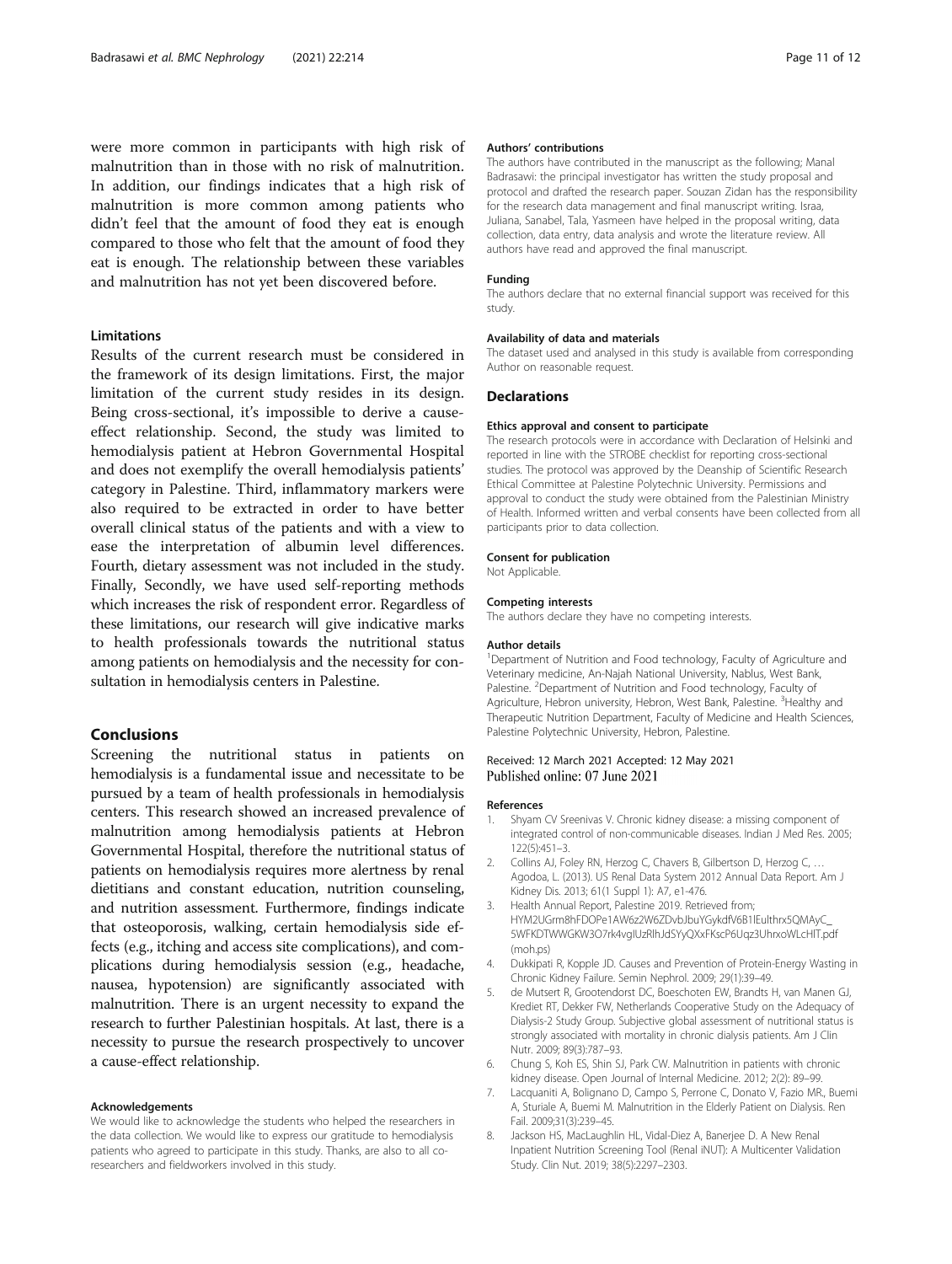were more common in participants with high risk of malnutrition than in those with no risk of malnutrition. In addition, our findings indicates that a high risk of malnutrition is more common among patients who didn't feel that the amount of food they eat is enough compared to those who felt that the amount of food they eat is enough. The relationship between these variables and malnutrition has not yet been discovered before.

### Limitations

Results of the current research must be considered in the framework of its design limitations. First, the major limitation of the current study resides in its design. Being cross-sectional, it's impossible to derive a cause-effect relationship. Second, the study was limited to hemodialysis patient at Hebron Governmental Hospital and does not exemplify the overall hemodialysis patients' category in Palestine. Third, inflammatory markers were also required to be extracted in order to have better overall clinical status of the patients and with a view to ease the interpretation of albumin level differences. Fourth, dietary assessment was not included in the study. Finally, Secondly, we have used self-reporting methods which increases the risk of respondent error. Regardless of these limitations, our research will give indicative marks to health professionals towards the nutritional status among patients on hemodialysis and the necessity for consultation in hemodialysis centers in Palestine.

## Conclusions

Screening the nutritional status in patients on hemodialysis is a fundamental issue and necessitate to be pursued by a team of health professionals in hemodialysis centers. This research showed an increased prevalence of malnutrition among hemodialysis patients at Hebron Governmental Hospital, therefore the nutritional status of patients on hemodialysis requires more alertness by renal dietitians and constant education, nutrition counseling, and nutrition assessment. Furthermore, findings indicate that osteoporosis, walking, certain hemodialysis side effects (e.g., itching and access site complications), and complications during hemodialysis session (e.g., headache, nausea, hypotension) are significantly associated with malnutrition. There is an urgent necessity to expand the research to further Palestinian hospitals. At last, there is a necessity to pursue the research prospectively to uncover a cause-effect relationship.

#### Acknowledgements

We would like to acknowledge the students who helped the researchers in the data collection. We would like to express our gratitude to hemodialysis patients who agreed to participate in this study. Thanks, are also to all co-researchers and fieldworkers involved in this study.

#### Authors' contributions

The authors have contributed in the manuscript as the following; Manal Badrasawi: the principal investigator has written the study proposal and protocol and drafted the research paper. Souzan Zidan has the responsibility for the research data management and final manuscript writing. Israa, Juliana, Sanabel, Tala, Yasmeen have helped in the proposal writing, data collection, data entry, data analysis and wrote the literature review. All authors have read and approved the final manuscript.

#### Funding

The authors declare that no external financial support was received for this study.

#### Availability of data and materials

The dataset used and analysed in this study is available from corresponding Author on reasonable request.

### Declarations

#### Ethics approval and consent to participate

The research protocols were in accordance with Declaration of Helsinki and reported in line with the STROBE checklist for reporting cross-sectional studies. The protocol was approved by the Deanship of Scientific Research Ethical Committee at Palestine Polytechnic University. Permissions and approval to conduct the study were obtained from the Palestinian Ministry of Health. Informed written and verbal consents have been collected from all participants prior to data collection.

#### Consent for publication

Not Applicable.

#### Competing interests

The authors declare they have no competing interests.

#### Author details

[1]Department of Nutrition and Food technology, Faculty of Agriculture and Veterinary medicine, An-Najah National University, Nablus, West Bank, Palestine. [2]Department of Nutrition and Food technology, Faculty of Agriculture, Hebron university, Hebron, West Bank, Palestine. [3]Healthy and Therapeutic Nutrition Department, Faculty of Medicine and Health Sciences, Palestine Polytechnic University, Hebron, Palestine.

Received: 12 March 2021 Accepted: 12 May 2021
Published online: 07 June 2021

#### References

1. Shyam CV Sreenivas V. Chronic kidney disease: a missing component of integrated control of non-communicable diseases. Indian J Med Res. 2005; 122(5):451–3.
2. Collins AJ, Foley RN, Herzog C, Chavers B, Gilbertson D, Herzog C, … Agodoa, L. (2013). US Renal Data System 2012 Annual Data Report. Am J Kidney Dis. 2013; 61(1 Suppl 1): A7, e1-476.
3. Health Annual Report, Palestine 2019. Retrieved from; HYM2UGrm8hFDOPe1AW6z2W6ZDvbJbuYGykdfV6B1lEulthrx5QMAyC_5WFKDTWWGKW3O7rk4vgIUzRlhJdSYyQXxFKscP6Uqz3UhrxoWLcHIT.pdf (moh.ps)
4. Dukkipati R, Kopple JD. Causes and Prevention of Protein-Energy Wasting in Chronic Kidney Failure. Semin Nephrol. 2009; 29(1):39–49.
5. de Mutsert R, Grootendorst DC, Boeschoten EW, Brandts H, van Manen GJ, Krediet RT, Dekker FW, Netherlands Cooperative Study on the Adequacy of Dialysis-2 Study Group. Subjective global assessment of nutritional status is strongly associated with mortality in chronic dialysis patients. Am J Clin Nutr. 2009; 89(3):787–93.
6. Chung S, Koh ES, Shin SJ, Park CW. Malnutrition in patients with chronic kidney disease. Open Journal of Internal Medicine. 2012; 2(2): 89–99.
7. Lacquaniti A, Bolignano D, Campo S, Perrone C, Donato V, Fazio MR., Buemi A, Sturiale A, Buemi M. Malnutrition in the Elderly Patient on Dialysis. Ren Fail. 2009;31(3):239–45.
8. Jackson HS, MacLaughlin HL, Vidal-Diez A, Banerjee D. A New Renal Inpatient Nutrition Screening Tool (Renal iNUT): A Multicenter Validation Study. Clin Nut. 2019; 38(5):2297–2303.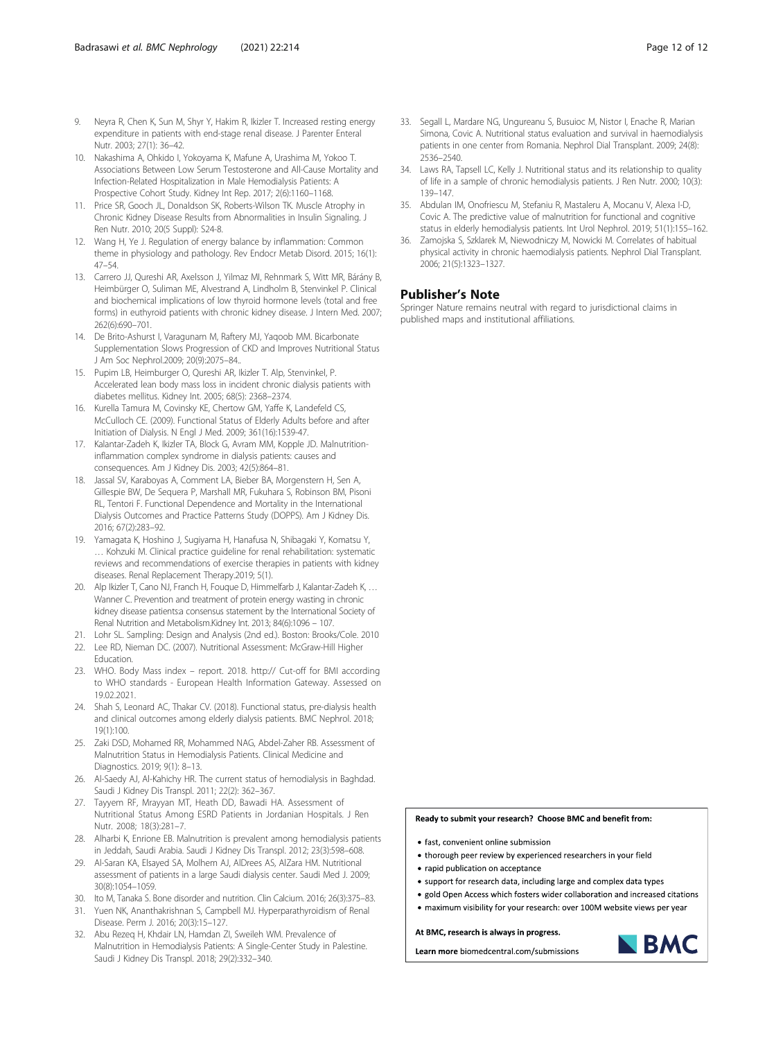9. Neyra R, Chen K, Sun M, Shyr Y, Hakim R, Ikizler T. Increased resting energy expenditure in patients with end-stage renal disease. J Parenter Enteral Nutr. 2003; 27(1): 36–42.
10. Nakashima A, Ohkido I, Yokoyama K, Mafune A, Urashima M, Yokoo T. Associations Between Low Serum Testosterone and All-Cause Mortality and Infection-Related Hospitalization in Male Hemodialysis Patients: A Prospective Cohort Study. Kidney Int Rep. 2017; 2(6):1160–1168.
11. Price SR, Gooch JL, Donaldson SK, Roberts-Wilson TK. Muscle Atrophy in Chronic Kidney Disease Results from Abnormalities in Insulin Signaling. J Ren Nutr. 2010; 20(5 Suppl): S24-8.
12. Wang H, Ye J. Regulation of energy balance by inflammation: Common theme in physiology and pathology. Rev Endocr Metab Disord. 2015; 16(1): 47–54.
13. Carrero JJ, Qureshi AR, Axelsson J, Yilmaz MI, Rehnmark S, Witt MR, Bárány B, Heimbürger O, Suliman ME, Alvestrand A, Lindholm B, Stenvinkel P. Clinical and biochemical implications of low thyroid hormone levels (total and free forms) in euthyroid patients with chronic kidney disease. J Intern Med. 2007; 262(6):690–701.
14. De Brito-Ashurst I, Varagunam M, Raftery MJ, Yaqoob MM. Bicarbonate Supplementation Slows Progression of CKD and Improves Nutritional Status J Am Soc Nephrol.2009; 20(9):2075–84..
15. Pupim LB, Heimburger O, Qureshi AR, Ikizler T. Alp, Stenvinkel, P. Accelerated lean body mass loss in incident chronic dialysis patients with diabetes mellitus. Kidney Int. 2005; 68(5): 2368–2374.
16. Kurella Tamura M, Covinsky KE, Chertow GM, Yaffe K, Landefeld CS, McCulloch CE. (2009). Functional Status of Elderly Adults before and after Initiation of Dialysis. N Engl J Med. 2009; 361(16):1539-47.
17. Kalantar-Zadeh K, Ikizler TA, Block G, Avram MM, Kopple JD. Malnutrition-inflammation complex syndrome in dialysis patients: causes and consequences. Am J Kidney Dis. 2003; 42(5):864–81.
18. Jassal SV, Karaboyas A, Comment LA, Bieber BA, Morgenstern H, Sen A, Gillespie BW, De Sequera P, Marshall MR, Fukuhara S, Robinson BM, Pisoni RL, Tentori F. Functional Dependence and Mortality in the International Dialysis Outcomes and Practice Patterns Study (DOPPS). Am J Kidney Dis. 2016; 67(2):283–92.
19. Yamagata K, Hoshino J, Sugiyama H, Hanafusa N, Shibagaki Y, Komatsu Y, … Kohzuki M. Clinical practice guideline for renal rehabilitation: systematic reviews and recommendations of exercise therapies in patients with kidney diseases. Renal Replacement Therapy.2019; 5(1).
20. Alp Ikizler T, Cano NJ, Franch H, Fouque D, Himmelfarb J, Kalantar-Zadeh K, … Wanner C. Prevention and treatment of protein energy wasting in chronic kidney disease patients:a consensus statement by the International Society of Renal Nutrition and Metabolism.Kidney Int. 2013; 84(6):1096 – 107.
21. Lohr SL. Sampling: Design and Analysis (2nd ed.). Boston: Brooks/Cole. 2010
22. Lee RD, Nieman DC. (2007). Nutritional Assessment: McGraw-Hill Higher Education.
23. WHO. Body Mass index – report. 2018. http:// Cut-off for BMI according to WHO standards - European Health Information Gateway. Assessed on 19.02.2021.
24. Shah S, Leonard AC, Thakar CV. (2018). Functional status, pre-dialysis health and clinical outcomes among elderly dialysis patients. BMC Nephrol. 2018; 19(1):100.
25. Zaki DSD, Mohamed RR, Mohammed NAG, Abdel-Zaher RB. Assessment of Malnutrition Status in Hemodialysis Patients. Clinical Medicine and Diagnostics. 2019; 9(1): 8–13.
26. Al-Saedy AJ, Al-Kahichy HR. The current status of hemodialysis in Baghdad. Saudi J Kidney Dis Transpl. 2011; 22(2): 362–367.
27. Tayyem RF, Mrayyan MT, Heath DD, Bawadi HA. Assessment of Nutritional Status Among ESRD Patients in Jordanian Hospitals. J Ren Nutr. 2008; 18(3):281–7.
28. Alharbi K, Enrione EB. Malnutrition is prevalent among hemodialysis patients in Jeddah, Saudi Arabia. Saudi J Kidney Dis Transpl. 2012; 23(3):598–608.
29. Al-Saran KA, Elsayed SA, Molhem AJ, AlDrees AS, AlZara HM. Nutritional assessment of patients in a large Saudi dialysis center. Saudi Med J. 2009; 30(8):1054–1059.
30. Ito M, Tanaka S. Bone disorder and nutrition. Clin Calcium. 2016; 26(3):375–83.
31. Yuen NK, Ananthakrishnan S, Campbell MJ. Hyperparathyroidism of Renal Disease. Perm J. 2016; 20(3):15–127.
32. Abu Rezeq H, Khdair LN, Hamdan ZI, Sweileh WM. Prevalence of Malnutrition in Hemodialysis Patients: A Single-Center Study in Palestine. Saudi J Kidney Dis Transpl. 2018; 29(2):332–340.
33. Segall L, Mardare NG, Ungureanu S, Busuioc M, Nistor I, Enache R, Marian Simona, Covic A. Nutritional status evaluation and survival in haemodialysis patients in one center from Romania. Nephrol Dial Transplant. 2009; 24(8): 2536–2540.
34. Laws RA, Tapsell LC, Kelly J. Nutritional status and its relationship to quality of life in a sample of chronic hemodialysis patients. J Ren Nutr. 2000; 10(3): 139–147.
35. Abdulan IM, Onofriescu M, Stefaniu R, Mastaleru A, Mocanu V, Alexa I-D, Covic A. The predictive value of malnutrition for functional and cognitive status in elderly hemodialysis patients. Int Urol Nephrol. 2019; 51(1):155–162.
36. Zamojska S, Szklarek M, Niewodniczy M, Nowicki M. Correlates of habitual physical activity in chronic haemodialysis patients. Nephrol Dial Transplant. 2006; 21(5):1323–1327.

## Publisher's Note

Springer Nature remains neutral with regard to jurisdictional claims in published maps and institutional affiliations.

**Ready to submit your research? Choose BMC and benefit from:**

- fast, convenient online submission
- thorough peer review by experienced researchers in your field
- rapid publication on acceptance
- support for research data, including large and complex data types
- gold Open Access which fosters wider collaboration and increased citations
- maximum visibility for your research: over 100M website views per year

**At BMC, research is always in progress.**

**Learn more** biomedcentral.com/submissions